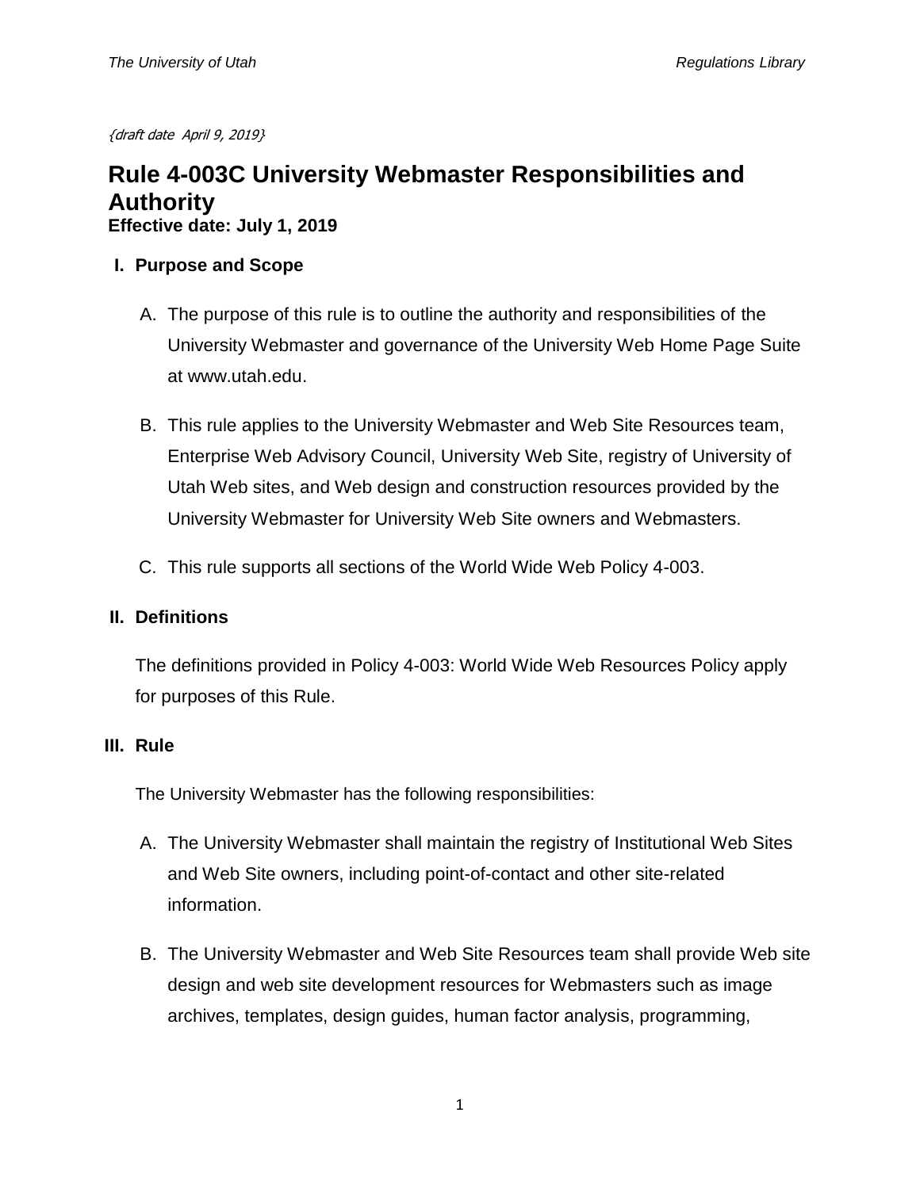{draft date April 9, 2019}

# Rule 4-003C University Webmaster Responsibilities and Authority

**Effective date: July 1, 2019**

## I. Purpose and Scope

A. The purpose of this rule is to outline the authority and responsibilities of the University Webmaster and governance of the University Web Home Page Suite at www.utah.edu.

B. This rule applies to the University Webmaster and Web Site Resources team, Enterprise Web Advisory Council, University Web Site, registry of University of Utah Web sites, and Web design and construction resources provided by the University Webmaster for University Web Site owners and Webmasters.

C. This rule supports all sections of the World Wide Web Policy 4-003.

## II. Definitions

The definitions provided in Policy 4-003: World Wide Web Resources Policy apply for purposes of this Rule.

## III. Rule

The University Webmaster has the following responsibilities:

A. The University Webmaster shall maintain the registry of Institutional Web Sites and Web Site owners, including point-of-contact and other site-related information.

B. The University Webmaster and Web Site Resources team shall provide Web site design and web site development resources for Webmasters such as image archives, templates, design guides, human factor analysis, programming,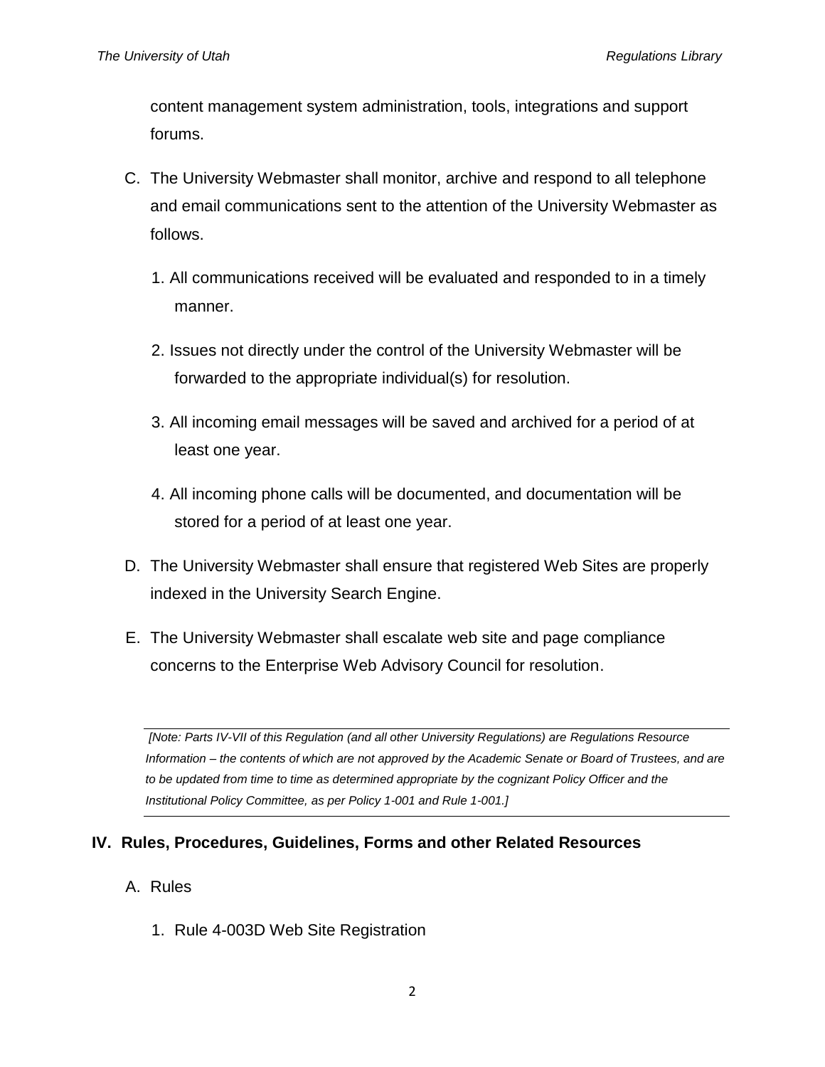content management system administration, tools, integrations and support forums.

C. The University Webmaster shall monitor, archive and respond to all telephone and email communications sent to the attention of the University Webmaster as follows.

   1. All communications received will be evaluated and responded to in a timely manner.

   2. Issues not directly under the control of the University Webmaster will be forwarded to the appropriate individual(s) for resolution.

   3. All incoming email messages will be saved and archived for a period of at least one year.

   4. All incoming phone calls will be documented, and documentation will be stored for a period of at least one year.

D. The University Webmaster shall ensure that registered Web Sites are properly indexed in the University Search Engine.

E. The University Webmaster shall escalate web site and page compliance concerns to the Enterprise Web Advisory Council for resolution.

---

*[Note: Parts IV-VII of this Regulation (and all other University Regulations) are Regulations Resource Information – the contents of which are not approved by the Academic Senate or Board of Trustees, and are to be updated from time to time as determined appropriate by the cognizant Policy Officer and the Institutional Policy Committee, as per Policy 1-001 and Rule 1-001.]*

---

## IV. Rules, Procedures, Guidelines, Forms and other Related Resources

A. Rules

   1. Rule 4-003D Web Site Registration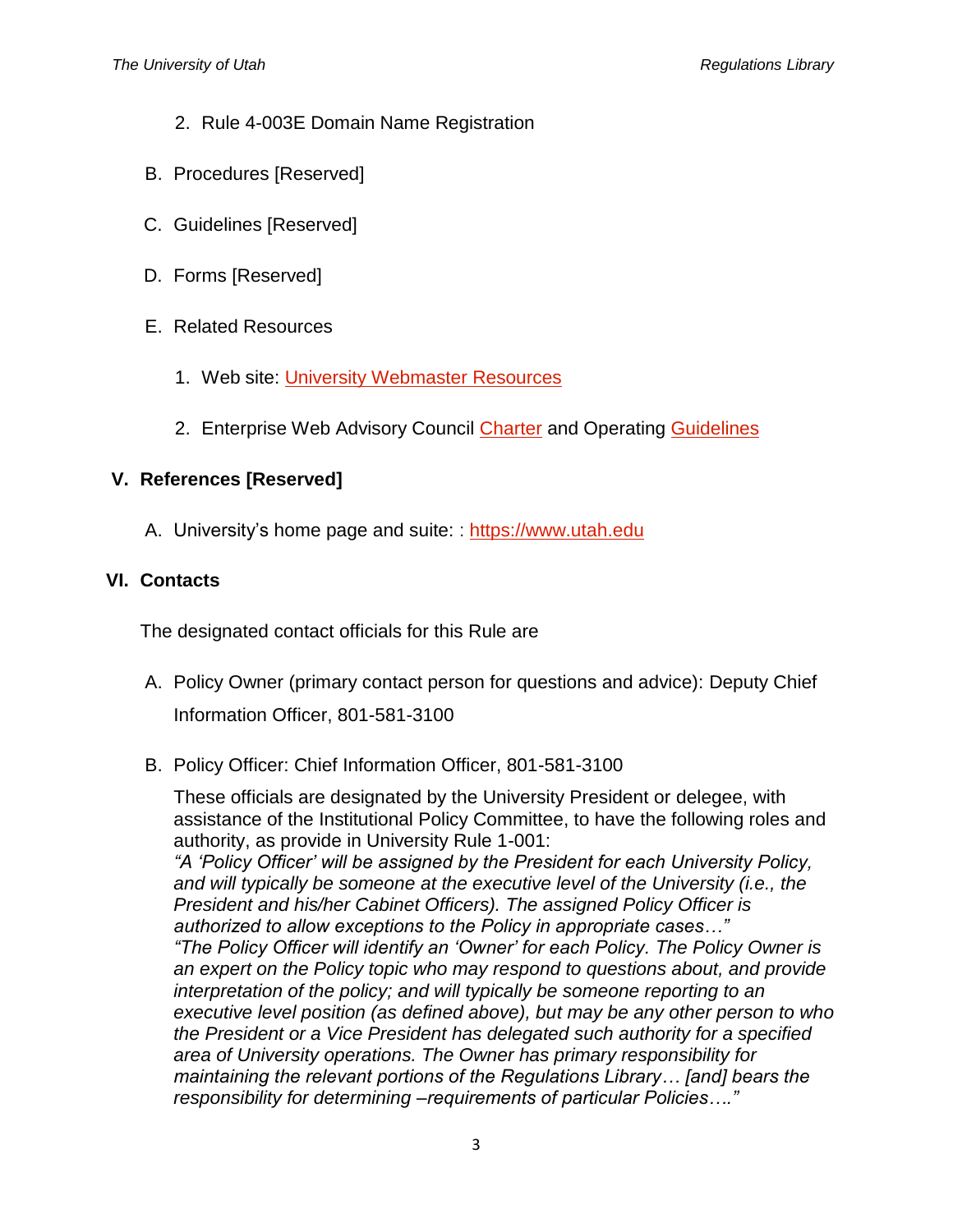2. Rule 4-003E Domain Name Registration

B. Procedures [Reserved]

C. Guidelines [Reserved]

D. Forms [Reserved]

E. Related Resources

1. Web site: University Webmaster Resources

2. Enterprise Web Advisory Council Charter and Operating Guidelines

## V. References [Reserved]

A. University's home page and suite: : https://www.utah.edu

## VI. Contacts

The designated contact officials for this Rule are

A. Policy Owner (primary contact person for questions and advice): Deputy Chief Information Officer, 801-581-3100

B. Policy Officer: Chief Information Officer, 801-581-3100

These officials are designated by the University President or delegee, with assistance of the Institutional Policy Committee, to have the following roles and authority, as provide in University Rule 1-001:

*"A 'Policy Officer' will be assigned by the President for each University Policy, and will typically be someone at the executive level of the University (i.e., the President and his/her Cabinet Officers). The assigned Policy Officer is authorized to allow exceptions to the Policy in appropriate cases…"*

*"The Policy Officer will identify an 'Owner' for each Policy. The Policy Owner is an expert on the Policy topic who may respond to questions about, and provide interpretation of the policy; and will typically be someone reporting to an executive level position (as defined above), but may be any other person to who the President or a Vice President has delegated such authority for a specified area of University operations. The Owner has primary responsibility for maintaining the relevant portions of the Regulations Library… [and] bears the responsibility for determining –requirements of particular Policies…."*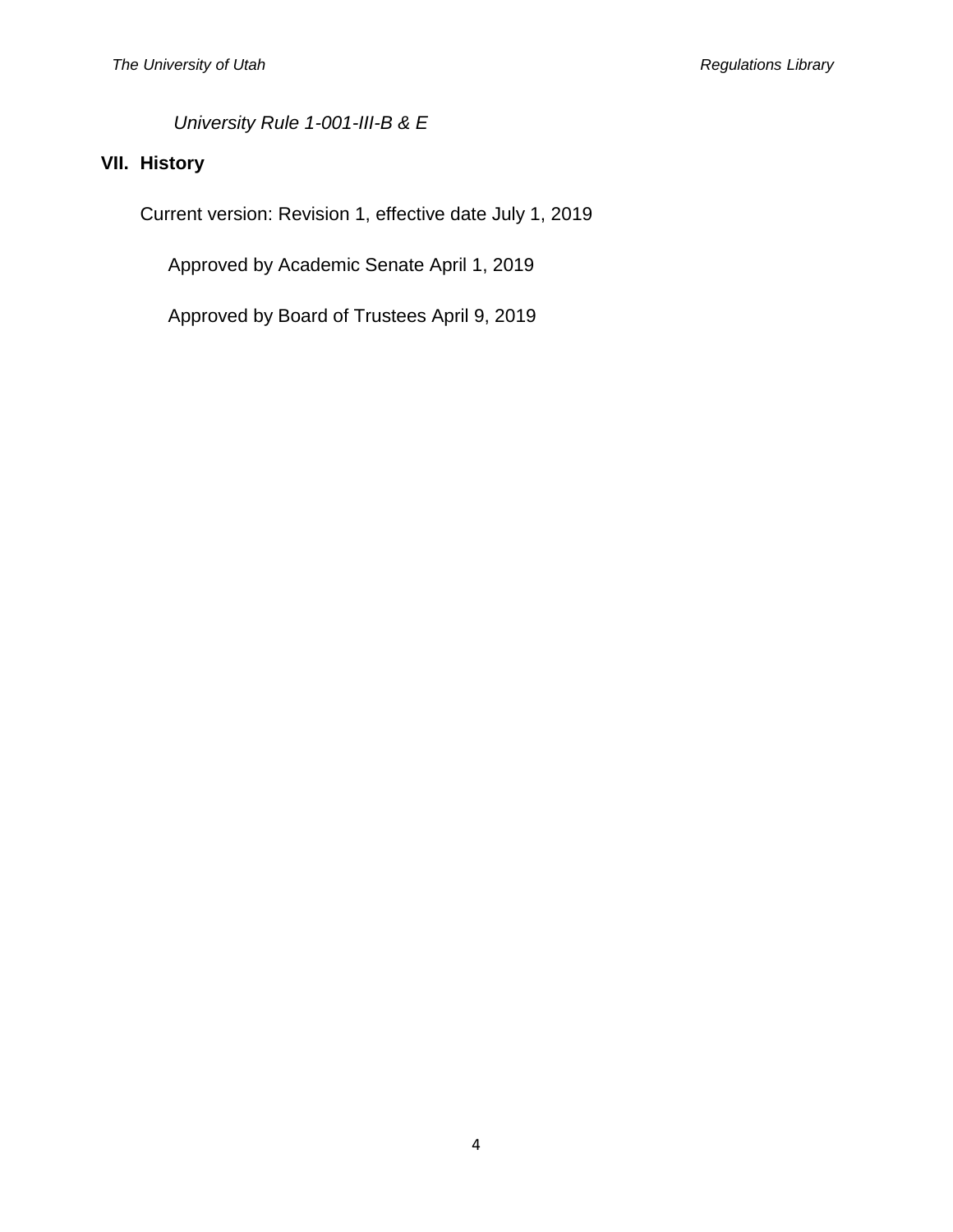*University Rule 1-001-III-B & E*

## VII. History

Current version: Revision 1, effective date July 1, 2019

Approved by Academic Senate April 1, 2019

Approved by Board of Trustees April 9, 2019